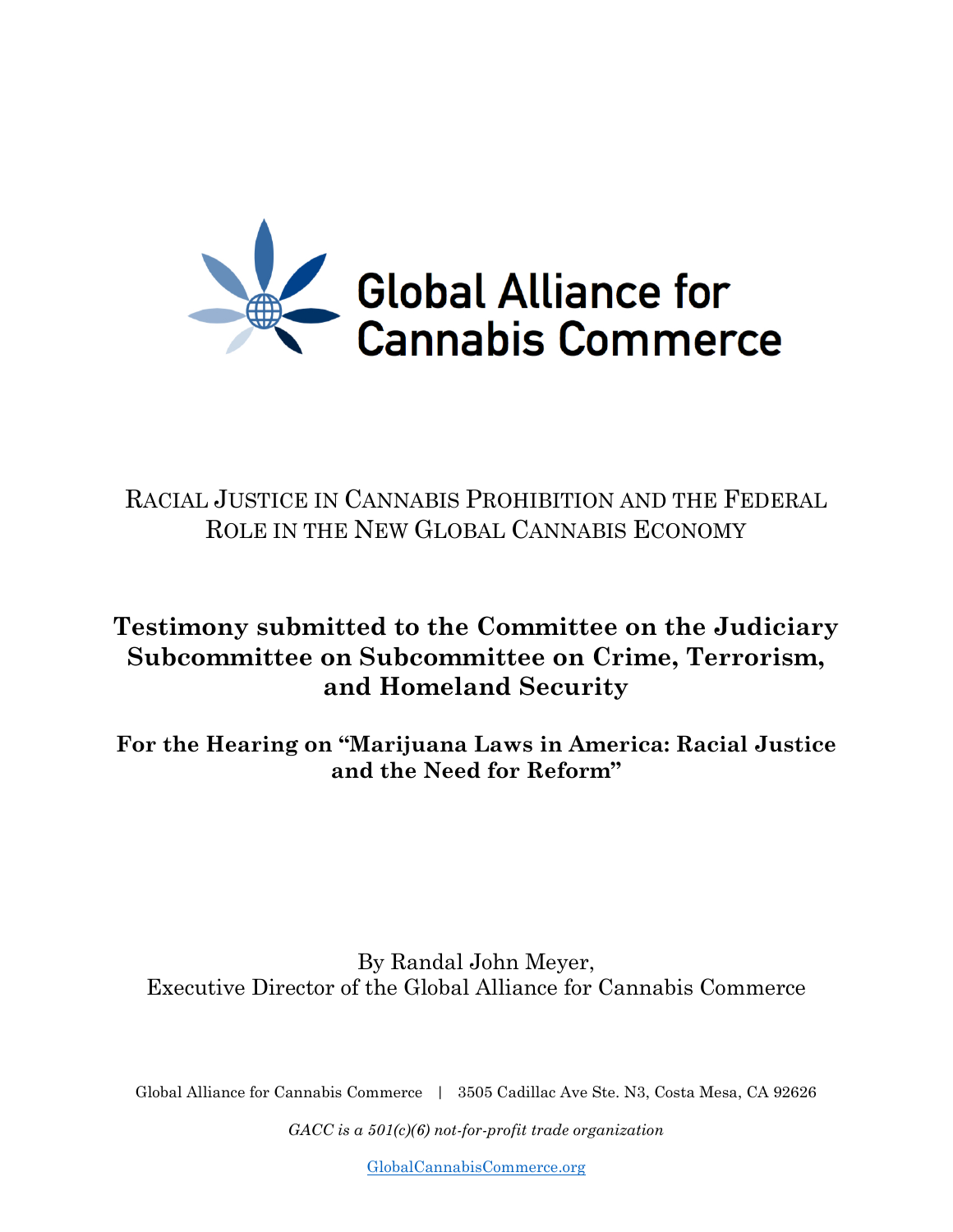Global Alliance for Cannabis Commerce

# Racial Justice in Cannabis Prohibition and the Federal Role in the New Global Cannabis Economy

## Testimony submitted to the Committee on the Judiciary Subcommittee on Subcommittee on Crime, Terrorism, and Homeland Security

### For the Hearing on "Marijuana Laws in America: Racial Justice and the Need for Reform"

By Randal John Meyer,
Executive Director of the Global Alliance for Cannabis Commerce

Global Alliance for Cannabis Commerce | 3505 Cadillac Ave Ste. N3, Costa Mesa, CA 92626

*GACC is a 501(c)(6) not-for-profit trade organization*

[GlobalCannabisCommerce.org](https://GlobalCannabisCommerce.org)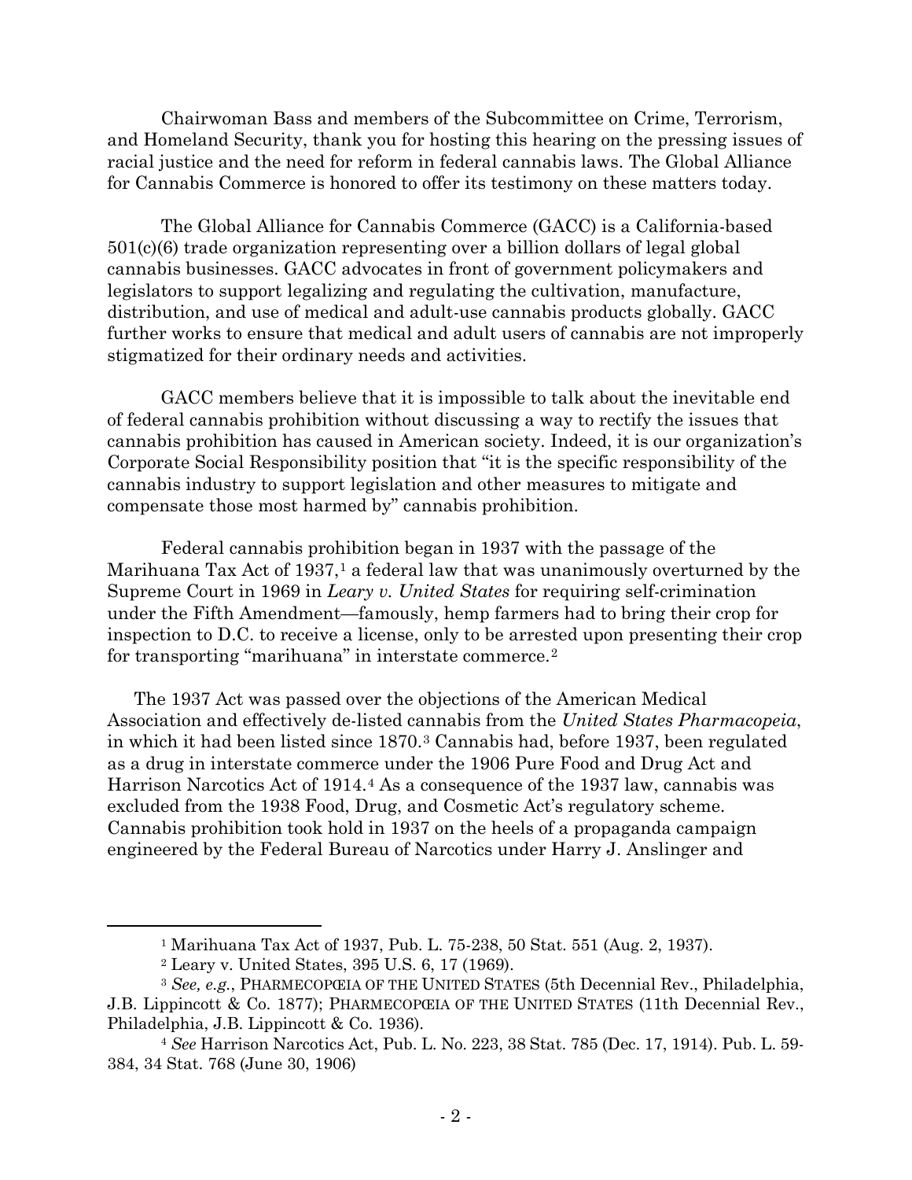Chairwoman Bass and members of the Subcommittee on Crime, Terrorism, and Homeland Security, thank you for hosting this hearing on the pressing issues of racial justice and the need for reform in federal cannabis laws. The Global Alliance for Cannabis Commerce is honored to offer its testimony on these matters today.

The Global Alliance for Cannabis Commerce (GACC) is a California-based 501(c)(6) trade organization representing over a billion dollars of legal global cannabis businesses. GACC advocates in front of government policymakers and legislators to support legalizing and regulating the cultivation, manufacture, distribution, and use of medical and adult-use cannabis products globally. GACC further works to ensure that medical and adult users of cannabis are not improperly stigmatized for their ordinary needs and activities.

GACC members believe that it is impossible to talk about the inevitable end of federal cannabis prohibition without discussing a way to rectify the issues that cannabis prohibition has caused in American society. Indeed, it is our organization's Corporate Social Responsibility position that "it is the specific responsibility of the cannabis industry to support legislation and other measures to mitigate and compensate those most harmed by" cannabis prohibition.

Federal cannabis prohibition began in 1937 with the passage of the Marihuana Tax Act of 1937,[1] a federal law that was unanimously overturned by the Supreme Court in 1969 in *Leary v. United States* for requiring self-crimination under the Fifth Amendment—famously, hemp farmers had to bring their crop for inspection to D.C. to receive a license, only to be arrested upon presenting their crop for transporting "marihuana" in interstate commerce.[2]

The 1937 Act was passed over the objections of the American Medical Association and effectively de-listed cannabis from the *United States Pharmacopeia*, in which it had been listed since 1870.[3] Cannabis had, before 1937, been regulated as a drug in interstate commerce under the 1906 Pure Food and Drug Act and Harrison Narcotics Act of 1914.[4] As a consequence of the 1937 law, cannabis was excluded from the 1938 Food, Drug, and Cosmetic Act's regulatory scheme. Cannabis prohibition took hold in 1937 on the heels of a propaganda campaign engineered by the Federal Bureau of Narcotics under Harry J. Anslinger and

---

[1] Marihuana Tax Act of 1937, Pub. L. 75-238, 50 Stat. 551 (Aug. 2, 1937).

[2] Leary v. United States, 395 U.S. 6, 17 (1969).

[3] *See, e.g.*, PHARMECOPŒIA OF THE UNITED STATES (5th Decennial Rev., Philadelphia, J.B. Lippincott & Co. 1877); PHARMECOPŒIA OF THE UNITED STATES (11th Decennial Rev., Philadelphia, J.B. Lippincott & Co. 1936).

[4] *See* Harrison Narcotics Act, Pub. L. No. 223, 38 Stat. 785 (Dec. 17, 1914). Pub. L. 59-384, 34 Stat. 768 (June 30, 1906)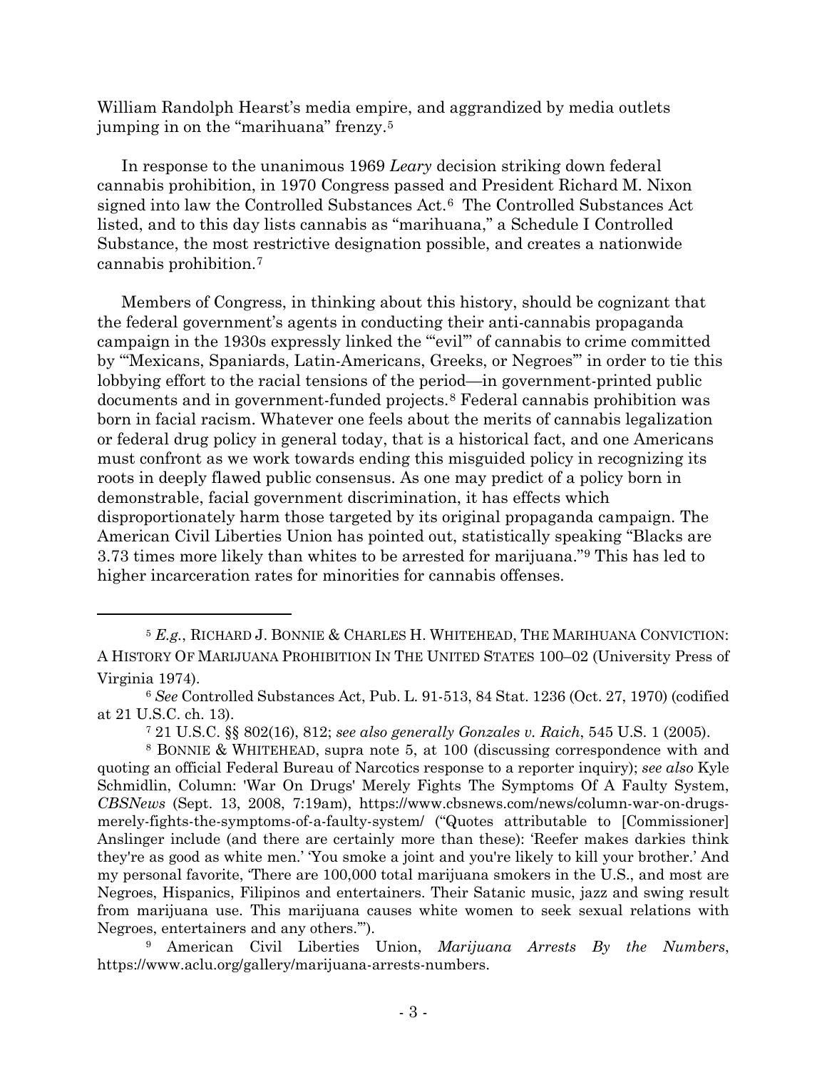William Randolph Hearst's media empire, and aggrandized by media outlets jumping in on the "marihuana" frenzy.[5]

In response to the unanimous 1969 *Leary* decision striking down federal cannabis prohibition, in 1970 Congress passed and President Richard M. Nixon signed into law the Controlled Substances Act.[6] The Controlled Substances Act listed, and to this day lists cannabis as "marihuana," a Schedule I Controlled Substance, the most restrictive designation possible, and creates a nationwide cannabis prohibition.[7]

Members of Congress, in thinking about this history, should be cognizant that the federal government's agents in conducting their anti-cannabis propaganda campaign in the 1930s expressly linked the "'evil'" of cannabis to crime committed by "'Mexicans, Spaniards, Latin-Americans, Greeks, or Negroes'" in order to tie this lobbying effort to the racial tensions of the period—in government-printed public documents and in government-funded projects.[8] Federal cannabis prohibition was born in facial racism. Whatever one feels about the merits of cannabis legalization or federal drug policy in general today, that is a historical fact, and one Americans must confront as we work towards ending this misguided policy in recognizing its roots in deeply flawed public consensus. As one may predict of a policy born in demonstrable, facial government discrimination, it has effects which disproportionately harm those targeted by its original propaganda campaign. The American Civil Liberties Union has pointed out, statistically speaking "Blacks are 3.73 times more likely than whites to be arrested for marijuana."[9] This has led to higher incarceration rates for minorities for cannabis offenses.

---

[5] *E.g.*, RICHARD J. BONNIE & CHARLES H. WHITEHEAD, THE MARIHUANA CONVICTION: A HISTORY OF MARIJUANA PROHIBITION IN THE UNITED STATES 100–02 (University Press of Virginia 1974).

[6] *See* Controlled Substances Act, Pub. L. 91-513, 84 Stat. 1236 (Oct. 27, 1970) (codified at 21 U.S.C. ch. 13).

[7] 21 U.S.C. §§ 802(16), 812; *see also generally Gonzales v. Raich*, 545 U.S. 1 (2005).

[8] BONNIE & WHITEHEAD, supra note 5, at 100 (discussing correspondence with and quoting an official Federal Bureau of Narcotics response to a reporter inquiry); *see also* Kyle Schmidlin, Column: 'War On Drugs' Merely Fights The Symptoms Of A Faulty System, *CBSNews* (Sept. 13, 2008, 7:19am), https://www.cbsnews.com/news/column-war-on-drugs-merely-fights-the-symptoms-of-a-faulty-system/ ("Quotes attributable to [Commissioner] Anslinger include (and there are certainly more than these): 'Reefer makes darkies think they're as good as white men.' 'You smoke a joint and you're likely to kill your brother.' And my personal favorite, 'There are 100,000 total marijuana smokers in the U.S., and most are Negroes, Hispanics, Filipinos and entertainers. Their Satanic music, jazz and swing result from marijuana use. This marijuana causes white women to seek sexual relations with Negroes, entertainers and any others.'").

[9] American Civil Liberties Union, *Marijuana Arrests By the Numbers*, https://www.aclu.org/gallery/marijuana-arrests-numbers.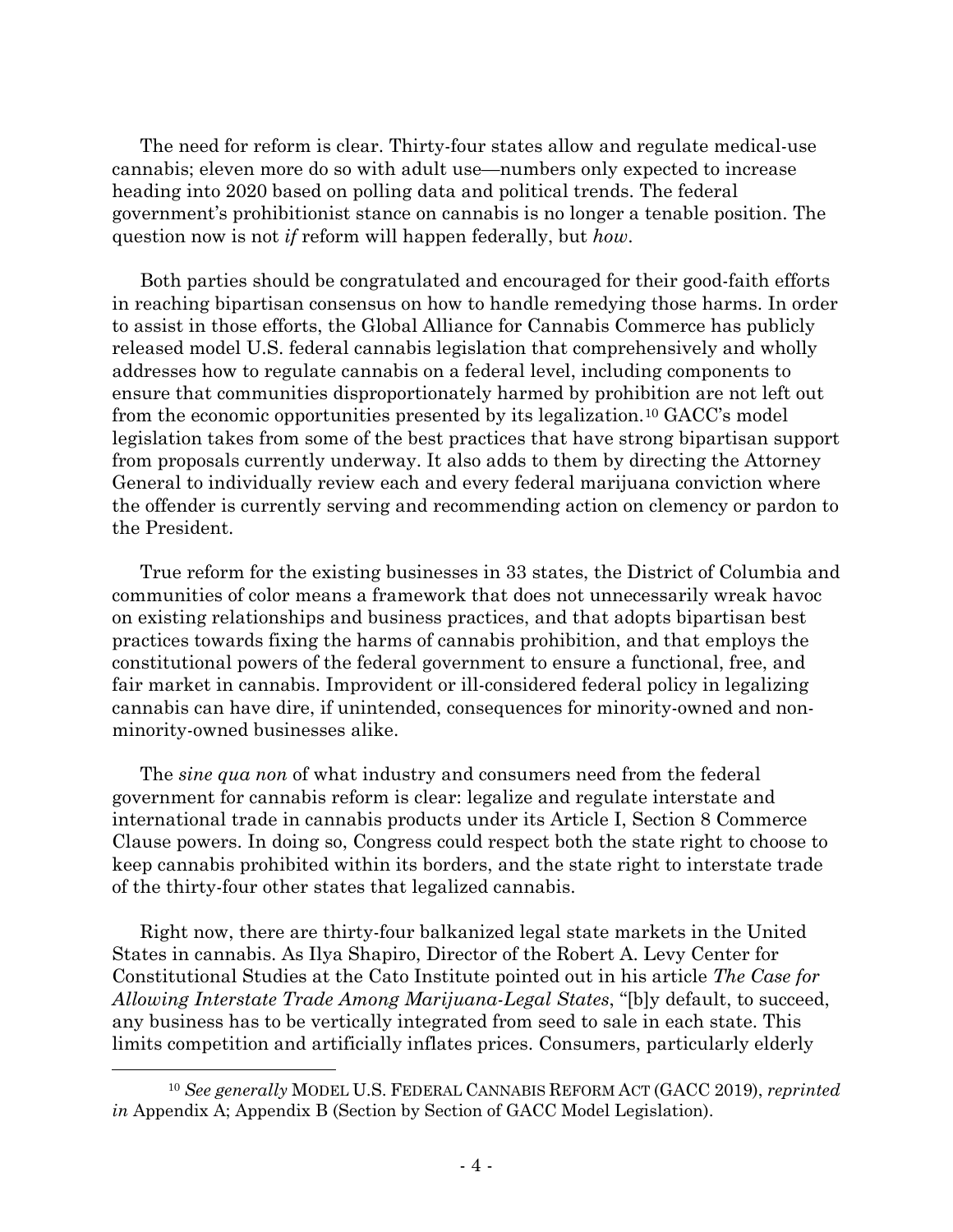The need for reform is clear. Thirty-four states allow and regulate medical-use cannabis; eleven more do so with adult use—numbers only expected to increase heading into 2020 based on polling data and political trends. The federal government's prohibitionist stance on cannabis is no longer a tenable position. The question now is not *if* reform will happen federally, but *how*.

Both parties should be congratulated and encouraged for their good-faith efforts in reaching bipartisan consensus on how to handle remedying those harms. In order to assist in those efforts, the Global Alliance for Cannabis Commerce has publicly released model U.S. federal cannabis legislation that comprehensively and wholly addresses how to regulate cannabis on a federal level, including components to ensure that communities disproportionately harmed by prohibition are not left out from the economic opportunities presented by its legalization.[10] GACC's model legislation takes from some of the best practices that have strong bipartisan support from proposals currently underway. It also adds to them by directing the Attorney General to individually review each and every federal marijuana conviction where the offender is currently serving and recommending action on clemency or pardon to the President.

True reform for the existing businesses in 33 states, the District of Columbia and communities of color means a framework that does not unnecessarily wreak havoc on existing relationships and business practices, and that adopts bipartisan best practices towards fixing the harms of cannabis prohibition, and that employs the constitutional powers of the federal government to ensure a functional, free, and fair market in cannabis. Improvident or ill-considered federal policy in legalizing cannabis can have dire, if unintended, consequences for minority-owned and non-minority-owned businesses alike.

The *sine qua non* of what industry and consumers need from the federal government for cannabis reform is clear: legalize and regulate interstate and international trade in cannabis products under its Article I, Section 8 Commerce Clause powers. In doing so, Congress could respect both the state right to choose to keep cannabis prohibited within its borders, and the state right to interstate trade of the thirty-four other states that legalized cannabis.

Right now, there are thirty-four balkanized legal state markets in the United States in cannabis. As Ilya Shapiro, Director of the Robert A. Levy Center for Constitutional Studies at the Cato Institute pointed out in his article *The Case for Allowing Interstate Trade Among Marijuana-Legal States*, "[b]y default, to succeed, any business has to be vertically integrated from seed to sale in each state. This limits competition and artificially inflates prices. Consumers, particularly elderly

---

[10] *See generally* MODEL U.S. FEDERAL CANNABIS REFORM ACT (GACC 2019), *reprinted in* Appendix A; Appendix B (Section by Section of GACC Model Legislation).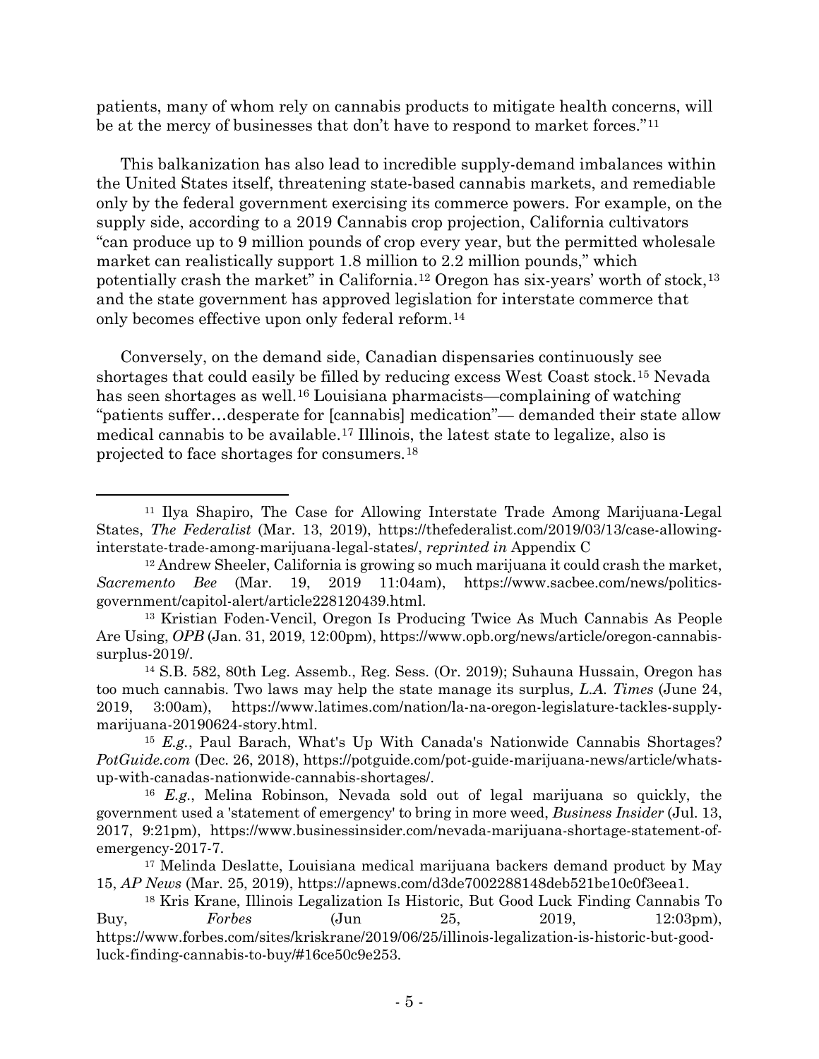patients, many of whom rely on cannabis products to mitigate health concerns, will be at the mercy of businesses that don't have to respond to market forces."[11]

This balkanization has also lead to incredible supply-demand imbalances within the United States itself, threatening state-based cannabis markets, and remediable only by the federal government exercising its commerce powers. For example, on the supply side, according to a 2019 Cannabis crop projection, California cultivators "can produce up to 9 million pounds of crop every year, but the permitted wholesale market can realistically support 1.8 million to 2.2 million pounds," which potentially crash the market" in California.[12] Oregon has six-years' worth of stock,[13] and the state government has approved legislation for interstate commerce that only becomes effective upon only federal reform.[14]

Conversely, on the demand side, Canadian dispensaries continuously see shortages that could easily be filled by reducing excess West Coast stock.[15] Nevada has seen shortages as well.[16] Louisiana pharmacists—complaining of watching "patients suffer…desperate for [cannabis] medication"— demanded their state allow medical cannabis to be available.[17] Illinois, the latest state to legalize, also is projected to face shortages for consumers.[18]

---

[11] Ilya Shapiro, The Case for Allowing Interstate Trade Among Marijuana-Legal States, *The Federalist* (Mar. 13, 2019), https://thefederalist.com/2019/03/13/case-allowing-interstate-trade-among-marijuana-legal-states/, *reprinted in* Appendix C

[12] Andrew Sheeler, California is growing so much marijuana it could crash the market, *Sacramento Bee* (Mar. 19, 2019 11:04am), https://www.sacbee.com/news/politics-government/capitol-alert/article228120439.html.

[13] Kristian Foden-Vencil, Oregon Is Producing Twice As Much Cannabis As People Are Using, *OPB* (Jan. 31, 2019, 12:00pm), https://www.opb.org/news/article/oregon-cannabis-surplus-2019/.

[14] S.B. 582, 80th Leg. Assemb., Reg. Sess. (Or. 2019); Suhauna Hussain, Oregon has too much cannabis. Two laws may help the state manage its surplus*, L.A. Times* (June 24, 2019, 3:00am), https://www.latimes.com/nation/la-na-oregon-legislature-tackles-supply-marijuana-20190624-story.html.

[15] *E.g.*, Paul Barach, What's Up With Canada's Nationwide Cannabis Shortages? *PotGuide.com* (Dec. 26, 2018), https://potguide.com/pot-guide-marijuana-news/article/whats-up-with-canadas-nationwide-cannabis-shortages/.

[16] *E.g.*, Melina Robinson, Nevada sold out of legal marijuana so quickly, the government used a 'statement of emergency' to bring in more weed, *Business Insider* (Jul. 13, 2017, 9:21pm), https://www.businessinsider.com/nevada-marijuana-shortage-statement-of-emergency-2017-7.

[17] Melinda Deslatte, Louisiana medical marijuana backers demand product by May 15, *AP News* (Mar. 25, 2019), https://apnews.com/d3de7002288148deb521be10c0f3eea1.

[18] Kris Krane, Illinois Legalization Is Historic, But Good Luck Finding Cannabis To Buy, *Forbes* (Jun 25, 2019, 12:03pm), https://www.forbes.com/sites/kriskrane/2019/06/25/illinois-legalization-is-historic-but-good-luck-finding-cannabis-to-buy/#16ce50c9e253.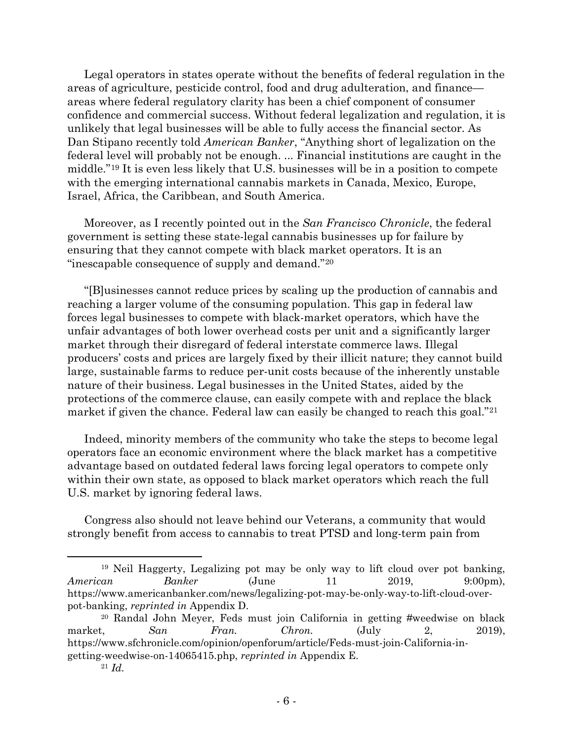Legal operators in states operate without the benefits of federal regulation in the areas of agriculture, pesticide control, food and drug adulteration, and finance—areas where federal regulatory clarity has been a chief component of consumer confidence and commercial success. Without federal legalization and regulation, it is unlikely that legal businesses will be able to fully access the financial sector. As Dan Stipano recently told *American Banker*, "Anything short of legalization on the federal level will probably not be enough. ... Financial institutions are caught in the middle."[19] It is even less likely that U.S. businesses will be in a position to compete with the emerging international cannabis markets in Canada, Mexico, Europe, Israel, Africa, the Caribbean, and South America.

Moreover, as I recently pointed out in the *San Francisco Chronicle*, the federal government is setting these state-legal cannabis businesses up for failure by ensuring that they cannot compete with black market operators. It is an "inescapable consequence of supply and demand."[20]

"[B]usinesses cannot reduce prices by scaling up the production of cannabis and reaching a larger volume of the consuming population. This gap in federal law forces legal businesses to compete with black-market operators, which have the unfair advantages of both lower overhead costs per unit and a significantly larger market through their disregard of federal interstate commerce laws. Illegal producers' costs and prices are largely fixed by their illicit nature; they cannot build large, sustainable farms to reduce per-unit costs because of the inherently unstable nature of their business. Legal businesses in the United States, aided by the protections of the commerce clause, can easily compete with and replace the black market if given the chance. Federal law can easily be changed to reach this goal."[21]

Indeed, minority members of the community who take the steps to become legal operators face an economic environment where the black market has a competitive advantage based on outdated federal laws forcing legal operators to compete only within their own state, as opposed to black market operators which reach the full U.S. market by ignoring federal laws.

Congress also should not leave behind our Veterans, a community that would strongly benefit from access to cannabis to treat PTSD and long-term pain from

---

[19] Neil Haggerty, Legalizing pot may be only way to lift cloud over pot banking, *American Banker* (June 11 2019, 9:00pm), https://www.americanbanker.com/news/legalizing-pot-may-be-only-way-to-lift-cloud-over-pot-banking, *reprinted in* Appendix D.

[20] Randal John Meyer, Feds must join California in getting #weedwise on black market, *San Fran. Chron.* (July 2, 2019), https://www.sfchronicle.com/opinion/openforum/article/Feds-must-join-California-in-getting-weedwise-on-14065415.php, *reprinted in* Appendix E.

[21] *Id.*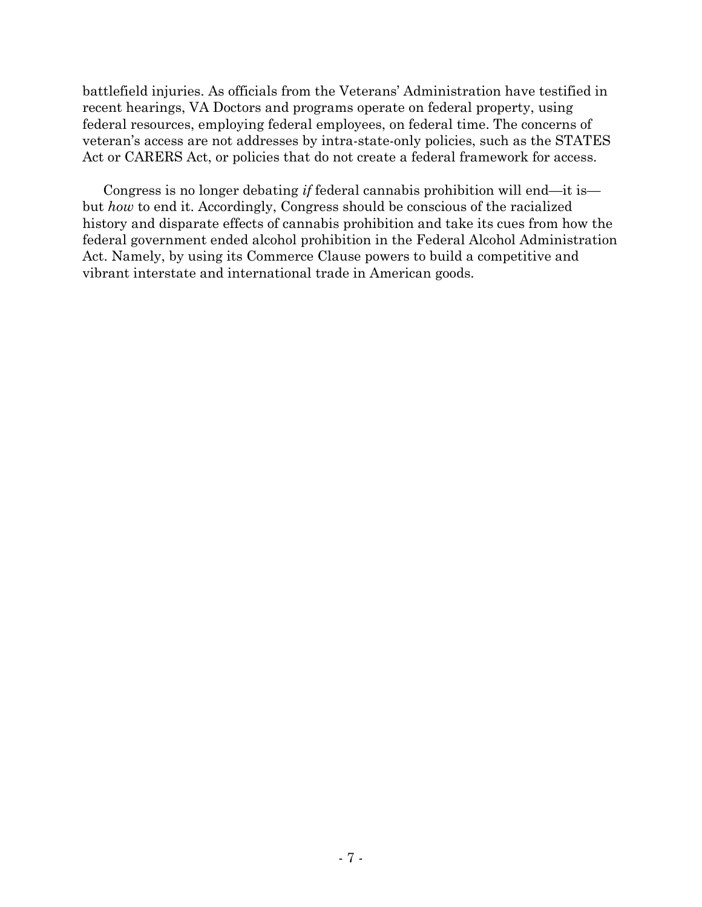battlefield injuries. As officials from the Veterans' Administration have testified in recent hearings, VA Doctors and programs operate on federal property, using federal resources, employing federal employees, on federal time. The concerns of veteran's access are not addresses by intra-state-only policies, such as the STATES Act or CARERS Act, or policies that do not create a federal framework for access.

Congress is no longer debating *if* federal cannabis prohibition will end—it is—but *how* to end it. Accordingly, Congress should be conscious of the racialized history and disparate effects of cannabis prohibition and take its cues from how the federal government ended alcohol prohibition in the Federal Alcohol Administration Act. Namely, by using its Commerce Clause powers to build a competitive and vibrant interstate and international trade in American goods.